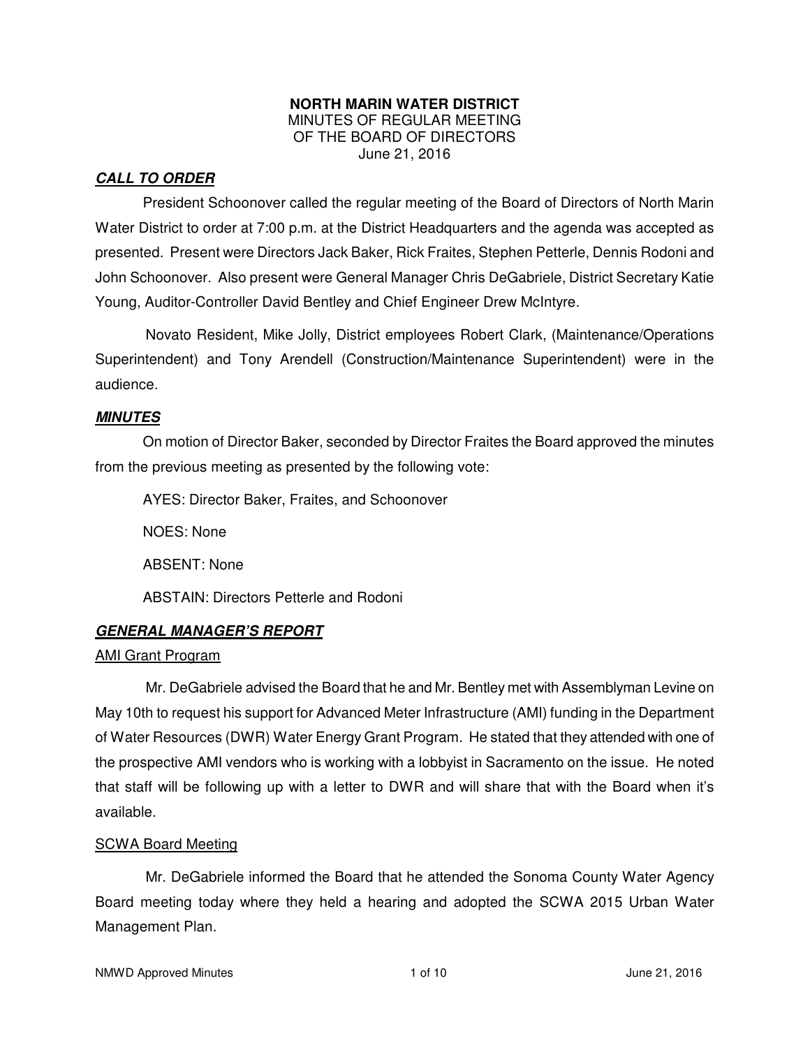**NORTH MARIN WATER DISTRICT**
MINUTES OF REGULAR MEETING
OF THE BOARD OF DIRECTORS
June 21, 2016

## ***CALL TO ORDER***

President Schoonover called the regular meeting of the Board of Directors of North Marin Water District to order at 7:00 p.m. at the District Headquarters and the agenda was accepted as presented. Present were Directors Jack Baker, Rick Fraites, Stephen Petterle, Dennis Rodoni and John Schoonover. Also present were General Manager Chris DeGabriele, District Secretary Katie Young, Auditor-Controller David Bentley and Chief Engineer Drew McIntyre.

Novato Resident, Mike Jolly, District employees Robert Clark, (Maintenance/Operations Superintendent) and Tony Arendell (Construction/Maintenance Superintendent) were in the audience.

## ***MINUTES***

On motion of Director Baker, seconded by Director Fraites the Board approved the minutes from the previous meeting as presented by the following vote:

AYES: Director Baker, Fraites, and Schoonover

NOES: None

ABSENT: None

ABSTAIN: Directors Petterle and Rodoni

## ***GENERAL MANAGER'S REPORT***

### AMI Grant Program

Mr. DeGabriele advised the Board that he and Mr. Bentley met with Assemblyman Levine on May 10th to request his support for Advanced Meter Infrastructure (AMI) funding in the Department of Water Resources (DWR) Water Energy Grant Program. He stated that they attended with one of the prospective AMI vendors who is working with a lobbyist in Sacramento on the issue. He noted that staff will be following up with a letter to DWR and will share that with the Board when it's available.

### SCWA Board Meeting

Mr. DeGabriele informed the Board that he attended the Sonoma County Water Agency Board meeting today where they held a hearing and adopted the SCWA 2015 Urban Water Management Plan.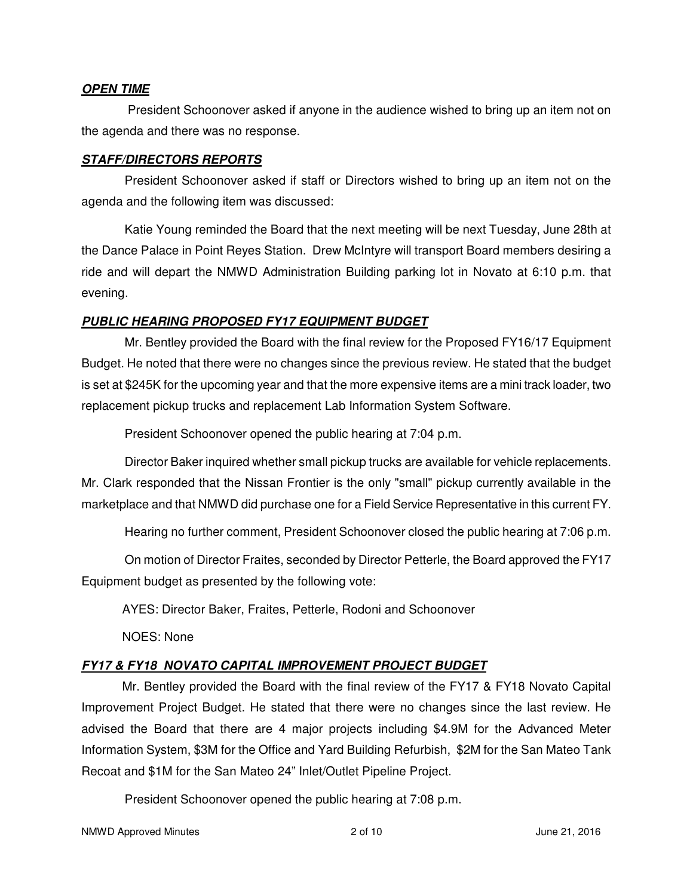***OPEN TIME***

President Schoonover asked if anyone in the audience wished to bring up an item not on the agenda and there was no response.

***STAFF/DIRECTORS REPORTS***

President Schoonover asked if staff or Directors wished to bring up an item not on the agenda and the following item was discussed:

Katie Young reminded the Board that the next meeting will be next Tuesday, June 28th at the Dance Palace in Point Reyes Station. Drew McIntyre will transport Board members desiring a ride and will depart the NMWD Administration Building parking lot in Novato at 6:10 p.m. that evening.

***PUBLIC HEARING PROPOSED FY17 EQUIPMENT BUDGET***

Mr. Bentley provided the Board with the final review for the Proposed FY16/17 Equipment Budget. He noted that there were no changes since the previous review. He stated that the budget is set at $245K for the upcoming year and that the more expensive items are a mini track loader, two replacement pickup trucks and replacement Lab Information System Software.

President Schoonover opened the public hearing at 7:04 p.m.

Director Baker inquired whether small pickup trucks are available for vehicle replacements. Mr. Clark responded that the Nissan Frontier is the only "small" pickup currently available in the marketplace and that NMWD did purchase one for a Field Service Representative in this current FY.

Hearing no further comment, President Schoonover closed the public hearing at 7:06 p.m.

On motion of Director Fraites, seconded by Director Petterle, the Board approved the FY17 Equipment budget as presented by the following vote:

AYES: Director Baker, Fraites, Petterle, Rodoni and Schoonover

NOES: None

***FY17 & FY18 NOVATO CAPITAL IMPROVEMENT PROJECT BUDGET***

Mr. Bentley provided the Board with the final review of the FY17 & FY18 Novato Capital Improvement Project Budget. He stated that there were no changes since the last review. He advised the Board that there are 4 major projects including $4.9M for the Advanced Meter Information System, $3M for the Office and Yard Building Refurbish, $2M for the San Mateo Tank Recoat and $1M for the San Mateo 24" Inlet/Outlet Pipeline Project.

President Schoonover opened the public hearing at 7:08 p.m.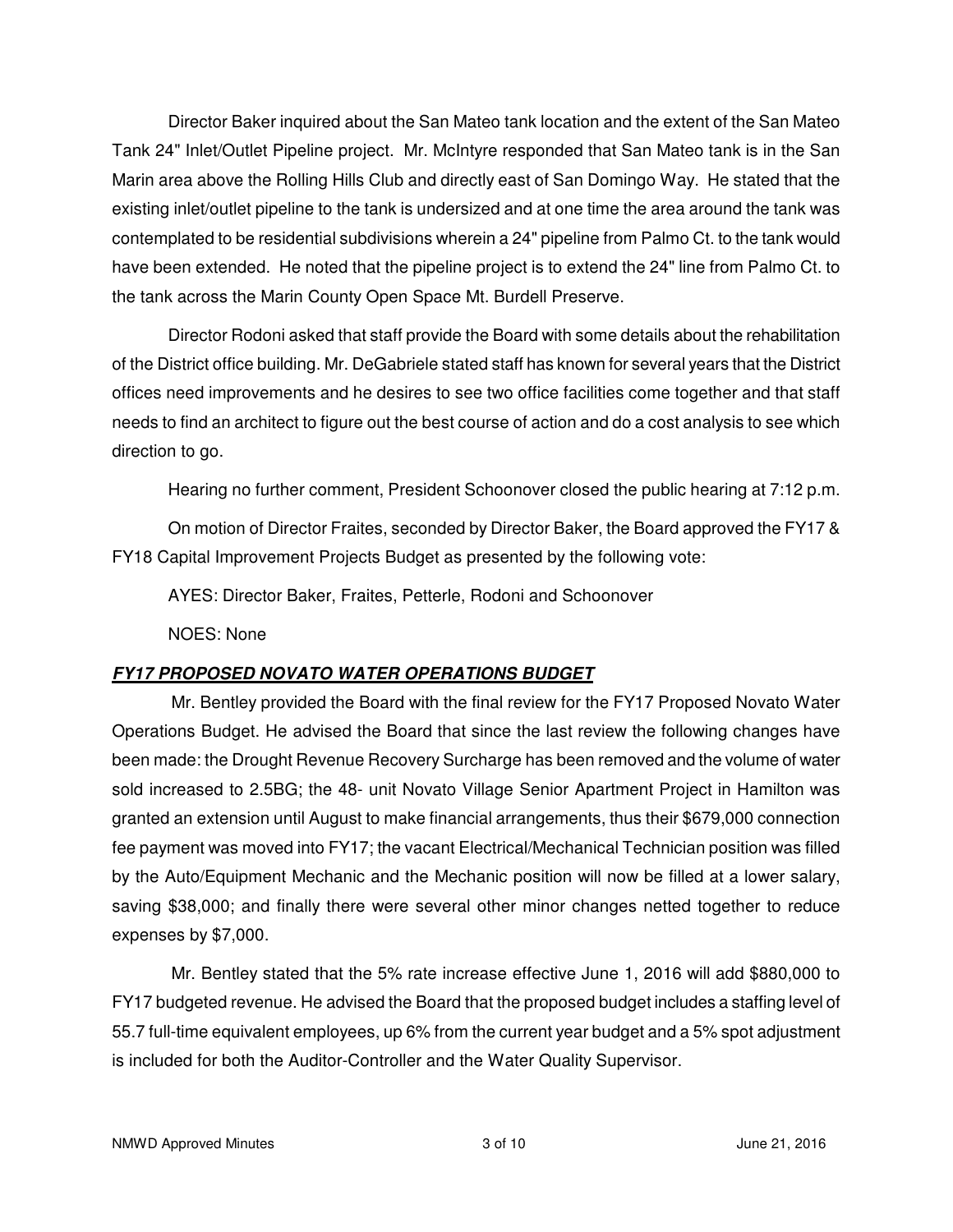Director Baker inquired about the San Mateo tank location and the extent of the San Mateo Tank 24" Inlet/Outlet Pipeline project. Mr. McIntyre responded that San Mateo tank is in the San Marin area above the Rolling Hills Club and directly east of San Domingo Way. He stated that the existing inlet/outlet pipeline to the tank is undersized and at one time the area around the tank was contemplated to be residential subdivisions wherein a 24" pipeline from Palmo Ct. to the tank would have been extended. He noted that the pipeline project is to extend the 24" line from Palmo Ct. to the tank across the Marin County Open Space Mt. Burdell Preserve.

Director Rodoni asked that staff provide the Board with some details about the rehabilitation of the District office building. Mr. DeGabriele stated staff has known for several years that the District offices need improvements and he desires to see two office facilities come together and that staff needs to find an architect to figure out the best course of action and do a cost analysis to see which direction to go.

Hearing no further comment, President Schoonover closed the public hearing at 7:12 p.m.

On motion of Director Fraites, seconded by Director Baker, the Board approved the FY17 & FY18 Capital Improvement Projects Budget as presented by the following vote:

AYES: Director Baker, Fraites, Petterle, Rodoni and Schoonover

NOES: None

## ***FY17 PROPOSED NOVATO WATER OPERATIONS BUDGET***

Mr. Bentley provided the Board with the final review for the FY17 Proposed Novato Water Operations Budget. He advised the Board that since the last review the following changes have been made: the Drought Revenue Recovery Surcharge has been removed and the volume of water sold increased to 2.5BG; the 48- unit Novato Village Senior Apartment Project in Hamilton was granted an extension until August to make financial arrangements, thus their $679,000 connection fee payment was moved into FY17; the vacant Electrical/Mechanical Technician position was filled by the Auto/Equipment Mechanic and the Mechanic position will now be filled at a lower salary, saving $38,000; and finally there were several other minor changes netted together to reduce expenses by $7,000.

Mr. Bentley stated that the 5% rate increase effective June 1, 2016 will add $880,000 to FY17 budgeted revenue. He advised the Board that the proposed budget includes a staffing level of 55.7 full-time equivalent employees, up 6% from the current year budget and a 5% spot adjustment is included for both the Auditor-Controller and the Water Quality Supervisor.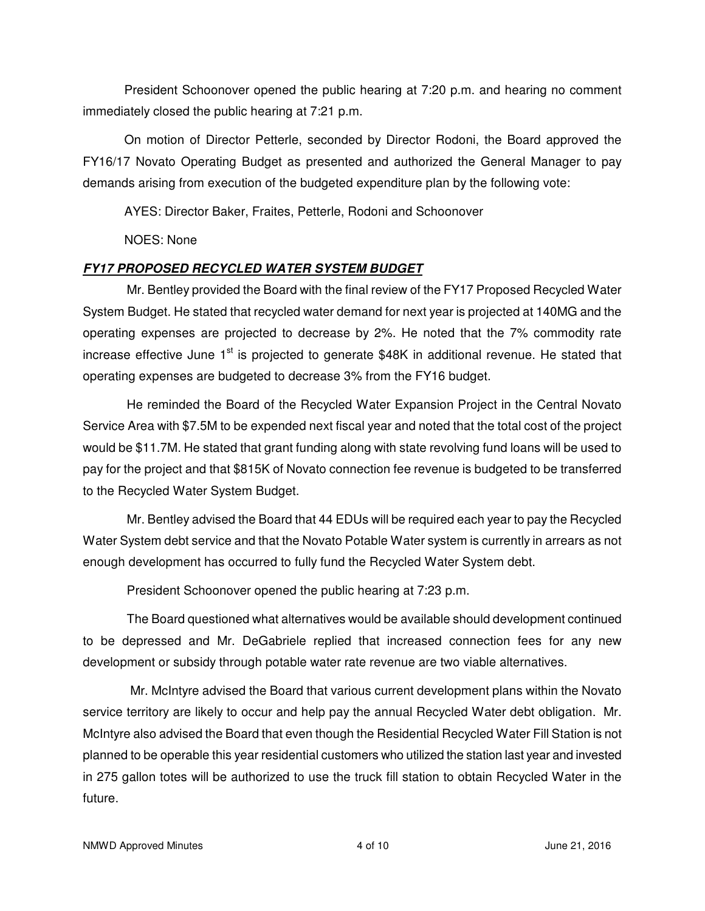President Schoonover opened the public hearing at 7:20 p.m. and hearing no comment immediately closed the public hearing at 7:21 p.m.

On motion of Director Petterle, seconded by Director Rodoni, the Board approved the FY16/17 Novato Operating Budget as presented and authorized the General Manager to pay demands arising from execution of the budgeted expenditure plan by the following vote:

AYES: Director Baker, Fraites, Petterle, Rodoni and Schoonover

NOES: None

***FY17 PROPOSED RECYCLED WATER SYSTEM BUDGET***

Mr. Bentley provided the Board with the final review of the FY17 Proposed Recycled Water System Budget. He stated that recycled water demand for next year is projected at 140MG and the operating expenses are projected to decrease by 2%. He noted that the 7% commodity rate increase effective June 1st is projected to generate $48K in additional revenue. He stated that operating expenses are budgeted to decrease 3% from the FY16 budget.

He reminded the Board of the Recycled Water Expansion Project in the Central Novato Service Area with $7.5M to be expended next fiscal year and noted that the total cost of the project would be $11.7M. He stated that grant funding along with state revolving fund loans will be used to pay for the project and that $815K of Novato connection fee revenue is budgeted to be transferred to the Recycled Water System Budget.

Mr. Bentley advised the Board that 44 EDUs will be required each year to pay the Recycled Water System debt service and that the Novato Potable Water system is currently in arrears as not enough development has occurred to fully fund the Recycled Water System debt.

President Schoonover opened the public hearing at 7:23 p.m.

The Board questioned what alternatives would be available should development continued to be depressed and Mr. DeGabriele replied that increased connection fees for any new development or subsidy through potable water rate revenue are two viable alternatives.

Mr. McIntyre advised the Board that various current development plans within the Novato service territory are likely to occur and help pay the annual Recycled Water debt obligation. Mr. McIntyre also advised the Board that even though the Residential Recycled Water Fill Station is not planned to be operable this year residential customers who utilized the station last year and invested in 275 gallon totes will be authorized to use the truck fill station to obtain Recycled Water in the future.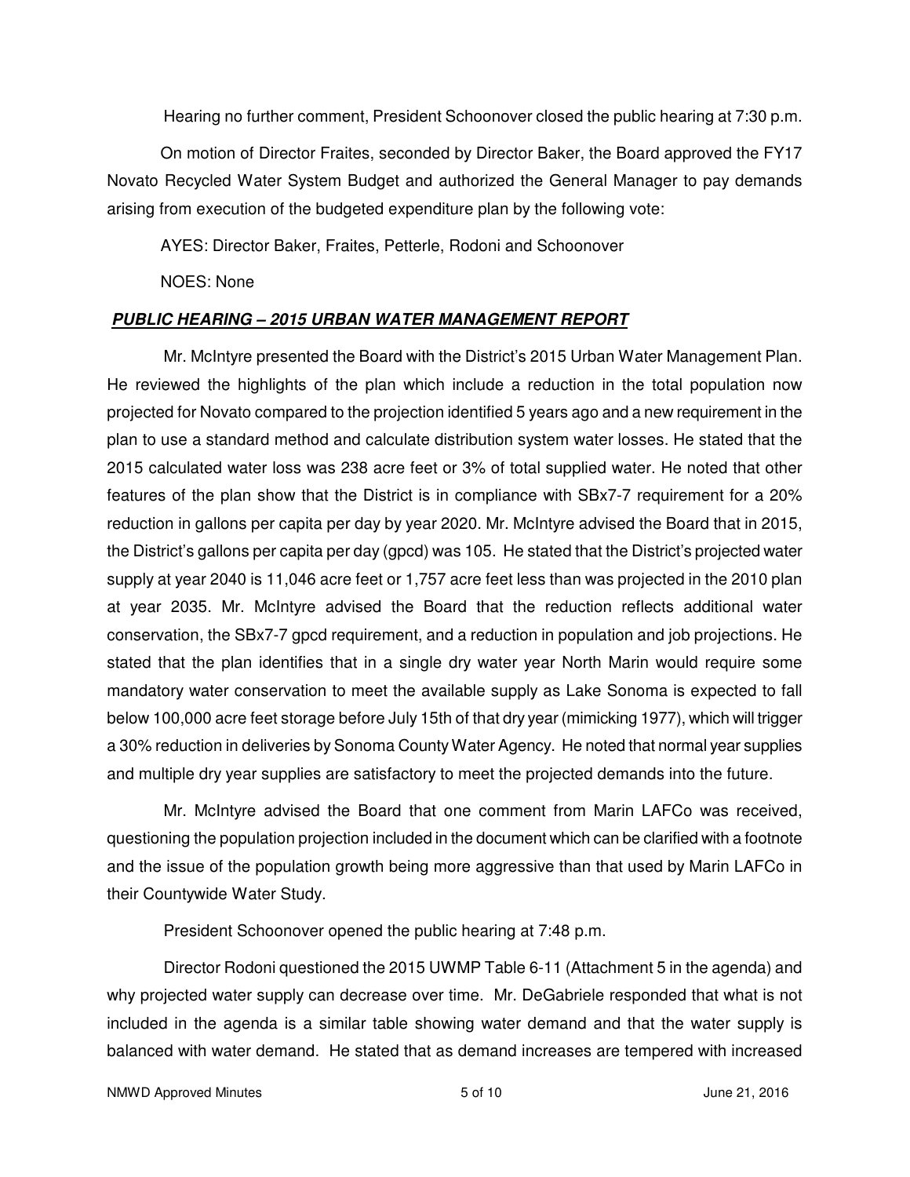Hearing no further comment, President Schoonover closed the public hearing at 7:30 p.m.

On motion of Director Fraites, seconded by Director Baker, the Board approved the FY17 Novato Recycled Water System Budget and authorized the General Manager to pay demands arising from execution of the budgeted expenditure plan by the following vote:

AYES: Director Baker, Fraites, Petterle, Rodoni and Schoonover

NOES: None

***PUBLIC HEARING – 2015 URBAN WATER MANAGEMENT REPORT***

Mr. McIntyre presented the Board with the District's 2015 Urban Water Management Plan. He reviewed the highlights of the plan which include a reduction in the total population now projected for Novato compared to the projection identified 5 years ago and a new requirement in the plan to use a standard method and calculate distribution system water losses. He stated that the 2015 calculated water loss was 238 acre feet or 3% of total supplied water. He noted that other features of the plan show that the District is in compliance with SBx7-7 requirement for a 20% reduction in gallons per capita per day by year 2020. Mr. McIntyre advised the Board that in 2015, the District's gallons per capita per day (gpcd) was 105. He stated that the District's projected water supply at year 2040 is 11,046 acre feet or 1,757 acre feet less than was projected in the 2010 plan at year 2035. Mr. McIntyre advised the Board that the reduction reflects additional water conservation, the SBx7-7 gpcd requirement, and a reduction in population and job projections. He stated that the plan identifies that in a single dry water year North Marin would require some mandatory water conservation to meet the available supply as Lake Sonoma is expected to fall below 100,000 acre feet storage before July 15th of that dry year (mimicking 1977), which will trigger a 30% reduction in deliveries by Sonoma County Water Agency. He noted that normal year supplies and multiple dry year supplies are satisfactory to meet the projected demands into the future.

Mr. McIntyre advised the Board that one comment from Marin LAFCo was received, questioning the population projection included in the document which can be clarified with a footnote and the issue of the population growth being more aggressive than that used by Marin LAFCo in their Countywide Water Study.

President Schoonover opened the public hearing at 7:48 p.m.

Director Rodoni questioned the 2015 UWMP Table 6-11 (Attachment 5 in the agenda) and why projected water supply can decrease over time. Mr. DeGabriele responded that what is not included in the agenda is a similar table showing water demand and that the water supply is balanced with water demand. He stated that as demand increases are tempered with increased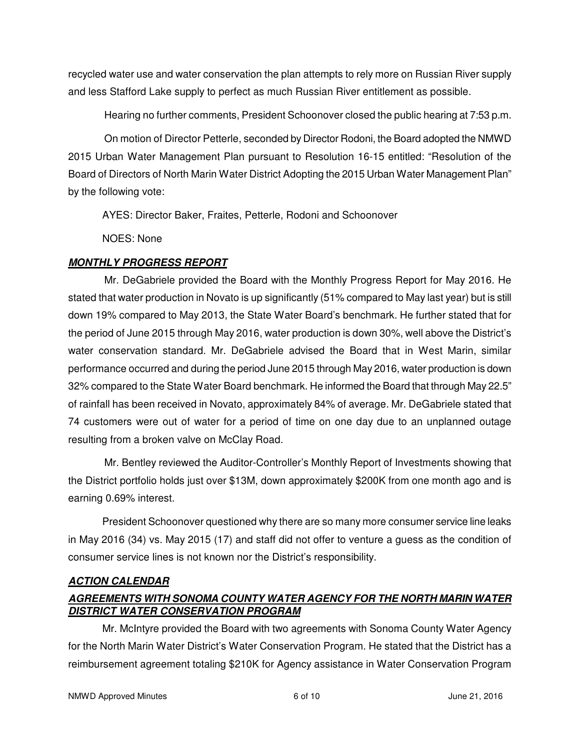recycled water use and water conservation the plan attempts to rely more on Russian River supply and less Stafford Lake supply to perfect as much Russian River entitlement as possible.

Hearing no further comments, President Schoonover closed the public hearing at 7:53 p.m.

On motion of Director Petterle, seconded by Director Rodoni, the Board adopted the NMWD 2015 Urban Water Management Plan pursuant to Resolution 16-15 entitled: "Resolution of the Board of Directors of North Marin Water District Adopting the 2015 Urban Water Management Plan" by the following vote:

AYES: Director Baker, Fraites, Petterle, Rodoni and Schoonover

NOES: None

***MONTHLY PROGRESS REPORT***

Mr. DeGabriele provided the Board with the Monthly Progress Report for May 2016. He stated that water production in Novato is up significantly (51% compared to May last year) but is still down 19% compared to May 2013, the State Water Board's benchmark. He further stated that for the period of June 2015 through May 2016, water production is down 30%, well above the District's water conservation standard. Mr. DeGabriele advised the Board that in West Marin, similar performance occurred and during the period June 2015 through May 2016, water production is down 32% compared to the State Water Board benchmark. He informed the Board that through May 22.5" of rainfall has been received in Novato, approximately 84% of average. Mr. DeGabriele stated that 74 customers were out of water for a period of time on one day due to an unplanned outage resulting from a broken valve on McClay Road.

Mr. Bentley reviewed the Auditor-Controller's Monthly Report of Investments showing that the District portfolio holds just over $13M, down approximately $200K from one month ago and is earning 0.69% interest.

President Schoonover questioned why there are so many more consumer service line leaks in May 2016 (34) vs. May 2015 (17) and staff did not offer to venture a guess as the condition of consumer service lines is not known nor the District's responsibility.

***ACTION CALENDAR***

***AGREEMENTS WITH SONOMA COUNTY WATER AGENCY FOR THE NORTH MARIN WATER DISTRICT WATER CONSERVATION PROGRAM***

Mr. McIntyre provided the Board with two agreements with Sonoma County Water Agency for the North Marin Water District's Water Conservation Program. He stated that the District has a reimbursement agreement totaling $210K for Agency assistance in Water Conservation Program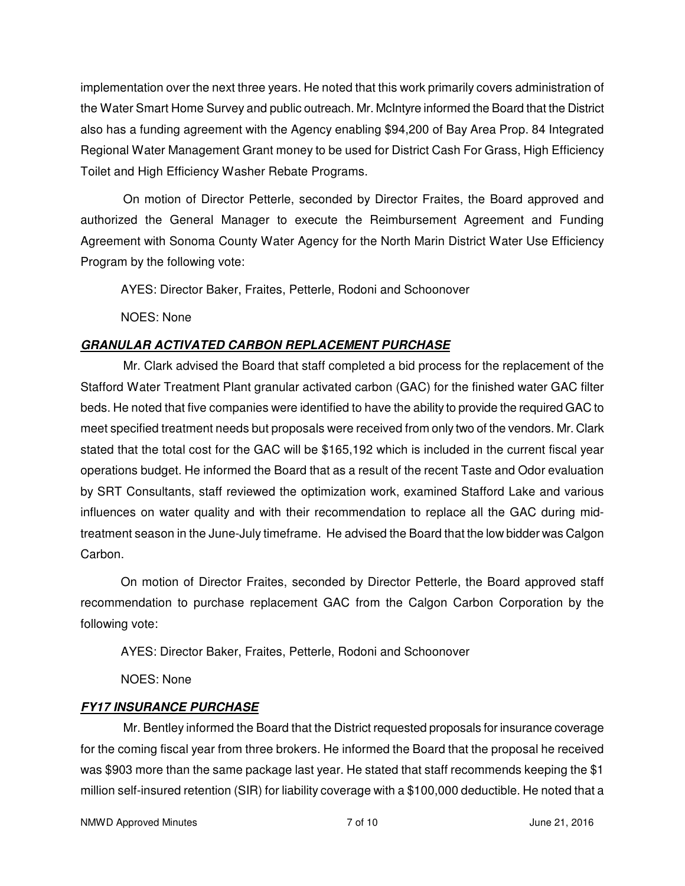implementation over the next three years. He noted that this work primarily covers administration of the Water Smart Home Survey and public outreach. Mr. McIntyre informed the Board that the District also has a funding agreement with the Agency enabling $94,200 of Bay Area Prop. 84 Integrated Regional Water Management Grant money to be used for District Cash For Grass, High Efficiency Toilet and High Efficiency Washer Rebate Programs.

On motion of Director Petterle, seconded by Director Fraites, the Board approved and authorized the General Manager to execute the Reimbursement Agreement and Funding Agreement with Sonoma County Water Agency for the North Marin District Water Use Efficiency Program by the following vote:

AYES: Director Baker, Fraites, Petterle, Rodoni and Schoonover

NOES: None

***GRANULAR ACTIVATED CARBON REPLACEMENT PURCHASE***

Mr. Clark advised the Board that staff completed a bid process for the replacement of the Stafford Water Treatment Plant granular activated carbon (GAC) for the finished water GAC filter beds. He noted that five companies were identified to have the ability to provide the required GAC to meet specified treatment needs but proposals were received from only two of the vendors. Mr. Clark stated that the total cost for the GAC will be $165,192 which is included in the current fiscal year operations budget. He informed the Board that as a result of the recent Taste and Odor evaluation by SRT Consultants, staff reviewed the optimization work, examined Stafford Lake and various influences on water quality and with their recommendation to replace all the GAC during mid-treatment season in the June-July timeframe. He advised the Board that the low bidder was Calgon Carbon.

On motion of Director Fraites, seconded by Director Petterle, the Board approved staff recommendation to purchase replacement GAC from the Calgon Carbon Corporation by the following vote:

AYES: Director Baker, Fraites, Petterle, Rodoni and Schoonover

NOES: None

***FY17 INSURANCE PURCHASE***

Mr. Bentley informed the Board that the District requested proposals for insurance coverage for the coming fiscal year from three brokers. He informed the Board that the proposal he received was $903 more than the same package last year. He stated that staff recommends keeping the $1 million self-insured retention (SIR) for liability coverage with a $100,000 deductible. He noted that a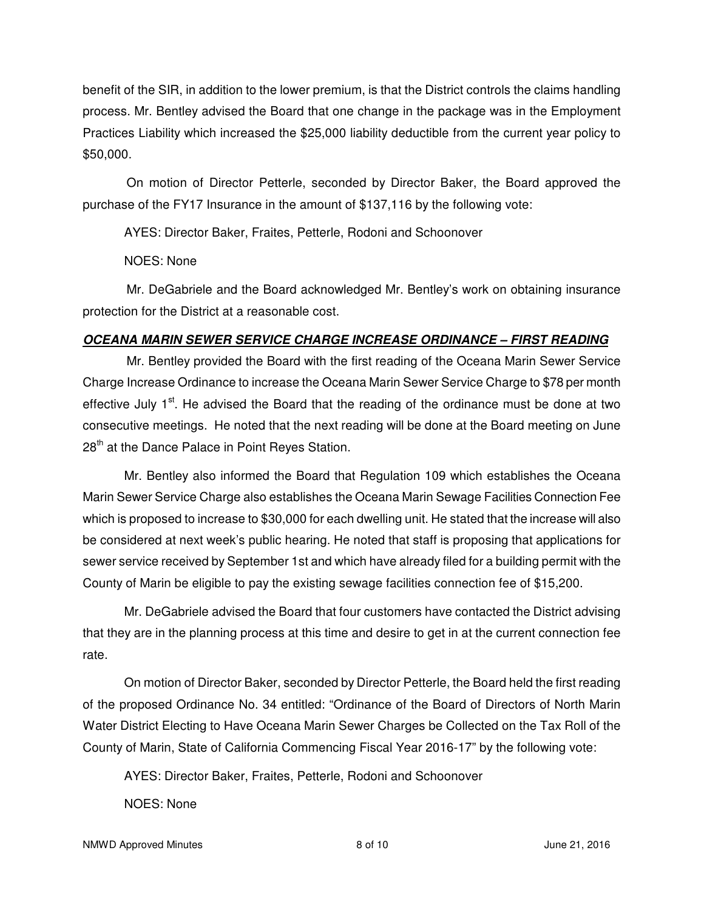benefit of the SIR, in addition to the lower premium, is that the District controls the claims handling process. Mr. Bentley advised the Board that one change in the package was in the Employment Practices Liability which increased the $25,000 liability deductible from the current year policy to $50,000.

On motion of Director Petterle, seconded by Director Baker, the Board approved the purchase of the FY17 Insurance in the amount of $137,116 by the following vote:

AYES: Director Baker, Fraites, Petterle, Rodoni and Schoonover

NOES: None

Mr. DeGabriele and the Board acknowledged Mr. Bentley's work on obtaining insurance protection for the District at a reasonable cost.

***OCEANA MARIN SEWER SERVICE CHARGE INCREASE ORDINANCE – FIRST READING***

Mr. Bentley provided the Board with the first reading of the Oceana Marin Sewer Service Charge Increase Ordinance to increase the Oceana Marin Sewer Service Charge to $78 per month effective July 1st. He advised the Board that the reading of the ordinance must be done at two consecutive meetings. He noted that the next reading will be done at the Board meeting on June 28th at the Dance Palace in Point Reyes Station.

Mr. Bentley also informed the Board that Regulation 109 which establishes the Oceana Marin Sewer Service Charge also establishes the Oceana Marin Sewage Facilities Connection Fee which is proposed to increase to $30,000 for each dwelling unit. He stated that the increase will also be considered at next week's public hearing. He noted that staff is proposing that applications for sewer service received by September 1st and which have already filed for a building permit with the County of Marin be eligible to pay the existing sewage facilities connection fee of $15,200.

Mr. DeGabriele advised the Board that four customers have contacted the District advising that they are in the planning process at this time and desire to get in at the current connection fee rate.

On motion of Director Baker, seconded by Director Petterle, the Board held the first reading of the proposed Ordinance No. 34 entitled: "Ordinance of the Board of Directors of North Marin Water District Electing to Have Oceana Marin Sewer Charges be Collected on the Tax Roll of the County of Marin, State of California Commencing Fiscal Year 2016-17" by the following vote:

AYES: Director Baker, Fraites, Petterle, Rodoni and Schoonover

NOES: None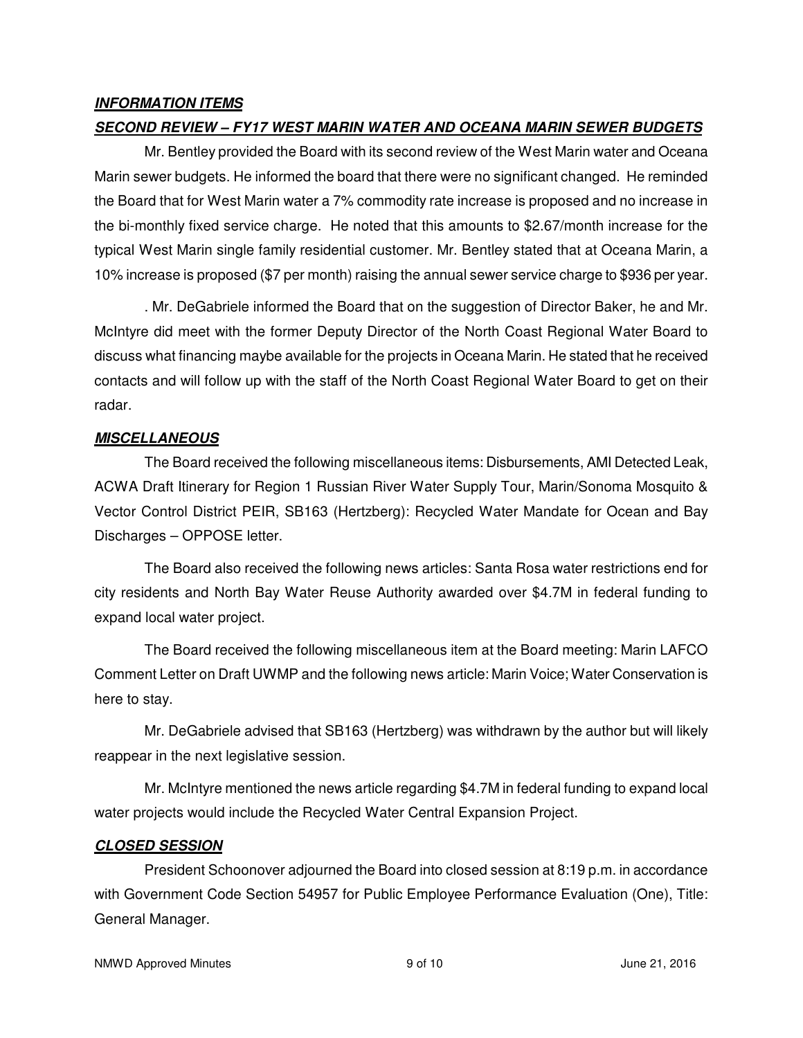***INFORMATION ITEMS***

***SECOND REVIEW – FY17 WEST MARIN WATER AND OCEANA MARIN SEWER BUDGETS***

Mr. Bentley provided the Board with its second review of the West Marin water and Oceana Marin sewer budgets. He informed the board that there were no significant changed. He reminded the Board that for West Marin water a 7% commodity rate increase is proposed and no increase in the bi-monthly fixed service charge. He noted that this amounts to $2.67/month increase for the typical West Marin single family residential customer. Mr. Bentley stated that at Oceana Marin, a 10% increase is proposed ($7 per month) raising the annual sewer service charge to $936 per year.

. Mr. DeGabriele informed the Board that on the suggestion of Director Baker, he and Mr. McIntyre did meet with the former Deputy Director of the North Coast Regional Water Board to discuss what financing maybe available for the projects in Oceana Marin. He stated that he received contacts and will follow up with the staff of the North Coast Regional Water Board to get on their radar.

***MISCELLANEOUS***

The Board received the following miscellaneous items: Disbursements, AMI Detected Leak, ACWA Draft Itinerary for Region 1 Russian River Water Supply Tour, Marin/Sonoma Mosquito & Vector Control District PEIR, SB163 (Hertzberg): Recycled Water Mandate for Ocean and Bay Discharges – OPPOSE letter.

The Board also received the following news articles: Santa Rosa water restrictions end for city residents and North Bay Water Reuse Authority awarded over $4.7M in federal funding to expand local water project.

The Board received the following miscellaneous item at the Board meeting: Marin LAFCO Comment Letter on Draft UWMP and the following news article: Marin Voice; Water Conservation is here to stay.

Mr. DeGabriele advised that SB163 (Hertzberg) was withdrawn by the author but will likely reappear in the next legislative session.

Mr. McIntyre mentioned the news article regarding $4.7M in federal funding to expand local water projects would include the Recycled Water Central Expansion Project.

***CLOSED SESSION***

President Schoonover adjourned the Board into closed session at 8:19 p.m. in accordance with Government Code Section 54957 for Public Employee Performance Evaluation (One), Title: General Manager.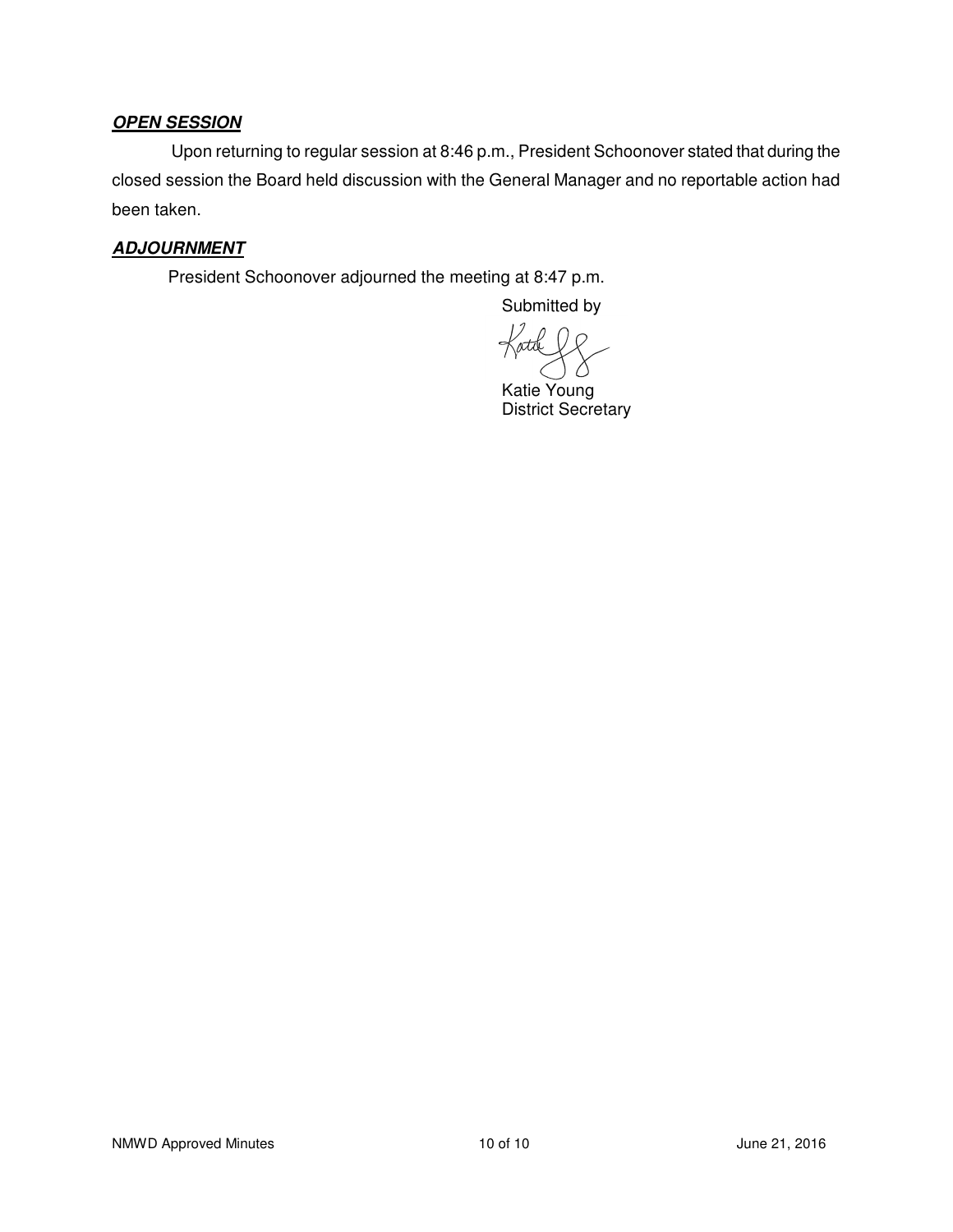***OPEN SESSION***

Upon returning to regular session at 8:46 p.m., President Schoonover stated that during the closed session the Board held discussion with the General Manager and no reportable action had been taken.

***ADJOURNMENT***

President Schoonover adjourned the meeting at 8:47 p.m.

Submitted by

Katie Young
District Secretary